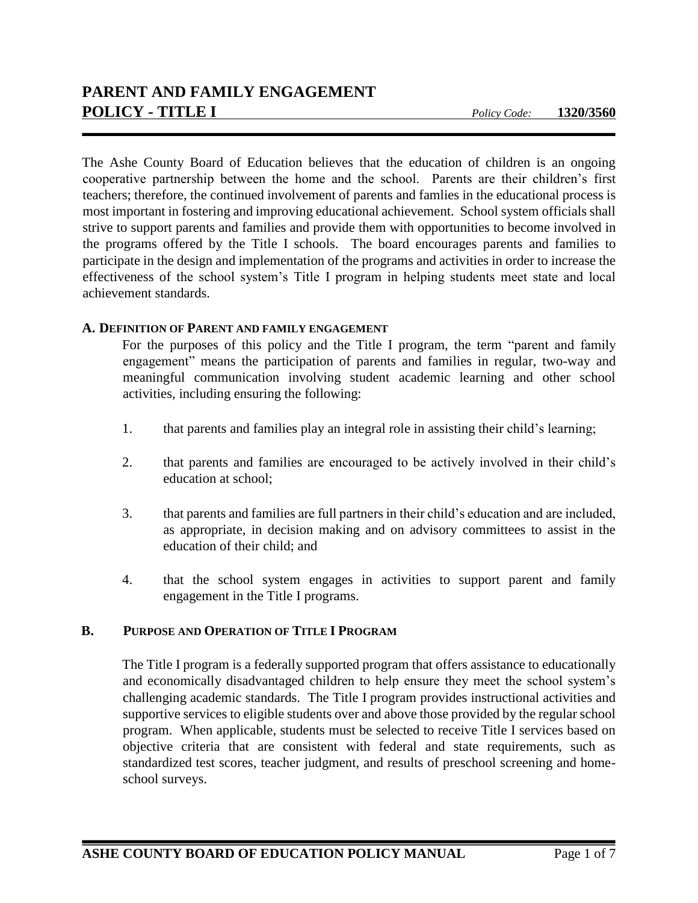# PARENT AND FAMILY ENGAGEMENT POLICY - TITLE I

*Policy Code:* **1320/3560**

The Ashe County Board of Education believes that the education of children is an ongoing cooperative partnership between the home and the school. Parents are their children's first teachers; therefore, the continued involvement of parents and famlies in the educational process is most important in fostering and improving educational achievement. School system officials shall strive to support parents and families and provide them with opportunities to become involved in the programs offered by the Title I schools. The board encourages parents and families to participate in the design and implementation of the programs and activities in order to increase the effectiveness of the school system's Title I program in helping students meet state and local achievement standards.

## A. DEFINITION OF PARENT AND FAMILY ENGAGEMENT

For the purposes of this policy and the Title I program, the term "parent and family engagement" means the participation of parents and families in regular, two-way and meaningful communication involving student academic learning and other school activities, including ensuring the following:

1. that parents and families play an integral role in assisting their child's learning;
2. that parents and families are encouraged to be actively involved in their child's education at school;
3. that parents and families are full partners in their child's education and are included, as appropriate, in decision making and on advisory committees to assist in the education of their child; and
4. that the school system engages in activities to support parent and family engagement in the Title I programs.

## B. PURPOSE AND OPERATION OF TITLE I PROGRAM

The Title I program is a federally supported program that offers assistance to educationally and economically disadvantaged children to help ensure they meet the school system's challenging academic standards. The Title I program provides instructional activities and supportive services to eligible students over and above those provided by the regular school program. When applicable, students must be selected to receive Title I services based on objective criteria that are consistent with federal and state requirements, such as standardized test scores, teacher judgment, and results of preschool screening and home-school surveys.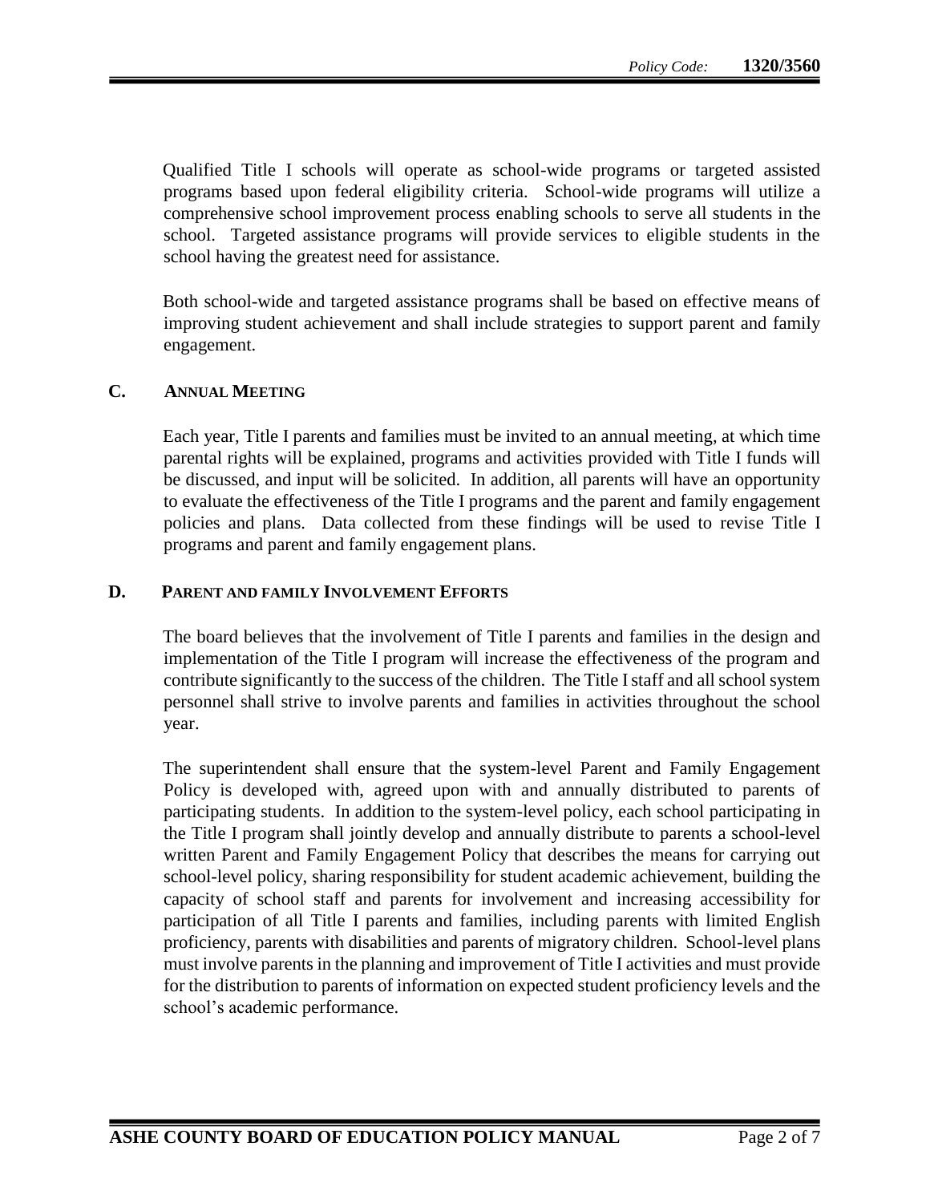Qualified Title I schools will operate as school-wide programs or targeted assisted programs based upon federal eligibility criteria. School-wide programs will utilize a comprehensive school improvement process enabling schools to serve all students in the school. Targeted assistance programs will provide services to eligible students in the school having the greatest need for assistance.

Both school-wide and targeted assistance programs shall be based on effective means of improving student achievement and shall include strategies to support parent and family engagement.

## C. Annual Meeting

Each year, Title I parents and families must be invited to an annual meeting, at which time parental rights will be explained, programs and activities provided with Title I funds will be discussed, and input will be solicited. In addition, all parents will have an opportunity to evaluate the effectiveness of the Title I programs and the parent and family engagement policies and plans. Data collected from these findings will be used to revise Title I programs and parent and family engagement plans.

## D. Parent and family Involvement Efforts

The board believes that the involvement of Title I parents and families in the design and implementation of the Title I program will increase the effectiveness of the program and contribute significantly to the success of the children. The Title I staff and all school system personnel shall strive to involve parents and families in activities throughout the school year.

The superintendent shall ensure that the system-level Parent and Family Engagement Policy is developed with, agreed upon with and annually distributed to parents of participating students. In addition to the system-level policy, each school participating in the Title I program shall jointly develop and annually distribute to parents a school-level written Parent and Family Engagement Policy that describes the means for carrying out school-level policy, sharing responsibility for student academic achievement, building the capacity of school staff and parents for involvement and increasing accessibility for participation of all Title I parents and families, including parents with limited English proficiency, parents with disabilities and parents of migratory children. School-level plans must involve parents in the planning and improvement of Title I activities and must provide for the distribution to parents of information on expected student proficiency levels and the school's academic performance.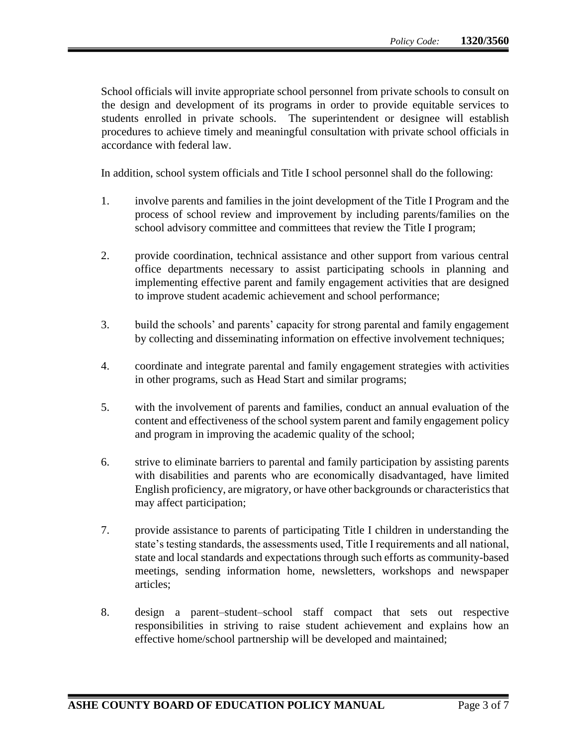School officials will invite appropriate school personnel from private schools to consult on the design and development of its programs in order to provide equitable services to students enrolled in private schools. The superintendent or designee will establish procedures to achieve timely and meaningful consultation with private school officials in accordance with federal law.

In addition, school system officials and Title I school personnel shall do the following:

1. involve parents and families in the joint development of the Title I Program and the process of school review and improvement by including parents/families on the school advisory committee and committees that review the Title I program;

2. provide coordination, technical assistance and other support from various central office departments necessary to assist participating schools in planning and implementing effective parent and family engagement activities that are designed to improve student academic achievement and school performance;

3. build the schools' and parents' capacity for strong parental and family engagement by collecting and disseminating information on effective involvement techniques;

4. coordinate and integrate parental and family engagement strategies with activities in other programs, such as Head Start and similar programs;

5. with the involvement of parents and families, conduct an annual evaluation of the content and effectiveness of the school system parent and family engagement policy and program in improving the academic quality of the school;

6. strive to eliminate barriers to parental and family participation by assisting parents with disabilities and parents who are economically disadvantaged, have limited English proficiency, are migratory, or have other backgrounds or characteristics that may affect participation;

7. provide assistance to parents of participating Title I children in understanding the state's testing standards, the assessments used, Title I requirements and all national, state and local standards and expectations through such efforts as community-based meetings, sending information home, newsletters, workshops and newspaper articles;

8. design a parent–student–school staff compact that sets out respective responsibilities in striving to raise student achievement and explains how an effective home/school partnership will be developed and maintained;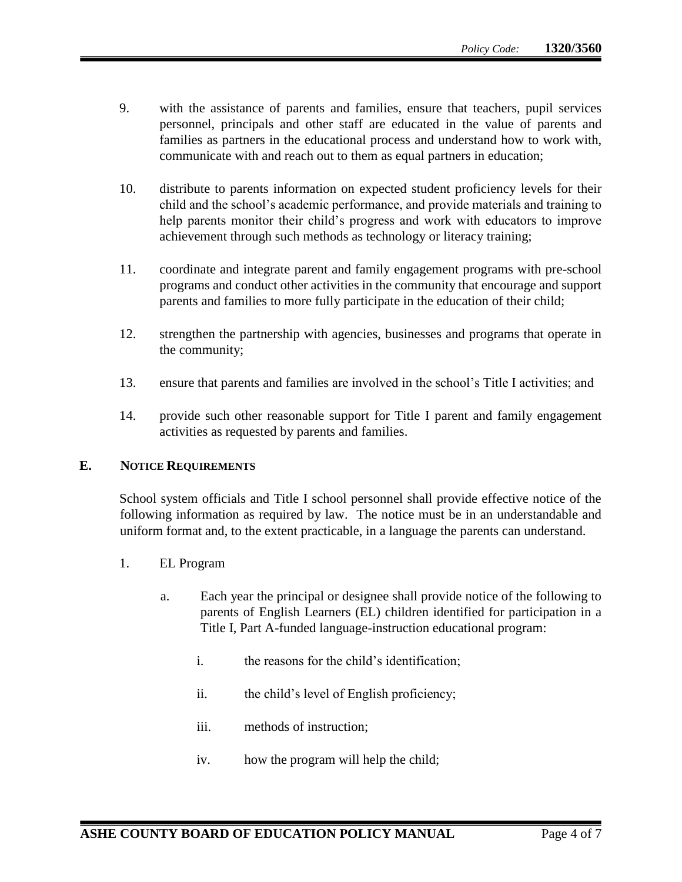9. with the assistance of parents and families, ensure that teachers, pupil services personnel, principals and other staff are educated in the value of parents and families as partners in the educational process and understand how to work with, communicate with and reach out to them as equal partners in education;

10. distribute to parents information on expected student proficiency levels for their child and the school's academic performance, and provide materials and training to help parents monitor their child's progress and work with educators to improve achievement through such methods as technology or literacy training;

11. coordinate and integrate parent and family engagement programs with pre-school programs and conduct other activities in the community that encourage and support parents and families to more fully participate in the education of their child;

12. strengthen the partnership with agencies, businesses and programs that operate in the community;

13. ensure that parents and families are involved in the school's Title I activities; and

14. provide such other reasonable support for Title I parent and family engagement activities as requested by parents and families.

## E. Notice Requirements

School system officials and Title I school personnel shall provide effective notice of the following information as required by law. The notice must be in an understandable and uniform format and, to the extent practicable, in a language the parents can understand.

1. EL Program

   a. Each year the principal or designee shall provide notice of the following to parents of English Learners (EL) children identified for participation in a Title I, Part A-funded language-instruction educational program:

      i. the reasons for the child's identification;

      ii. the child's level of English proficiency;

      iii. methods of instruction;

      iv. how the program will help the child;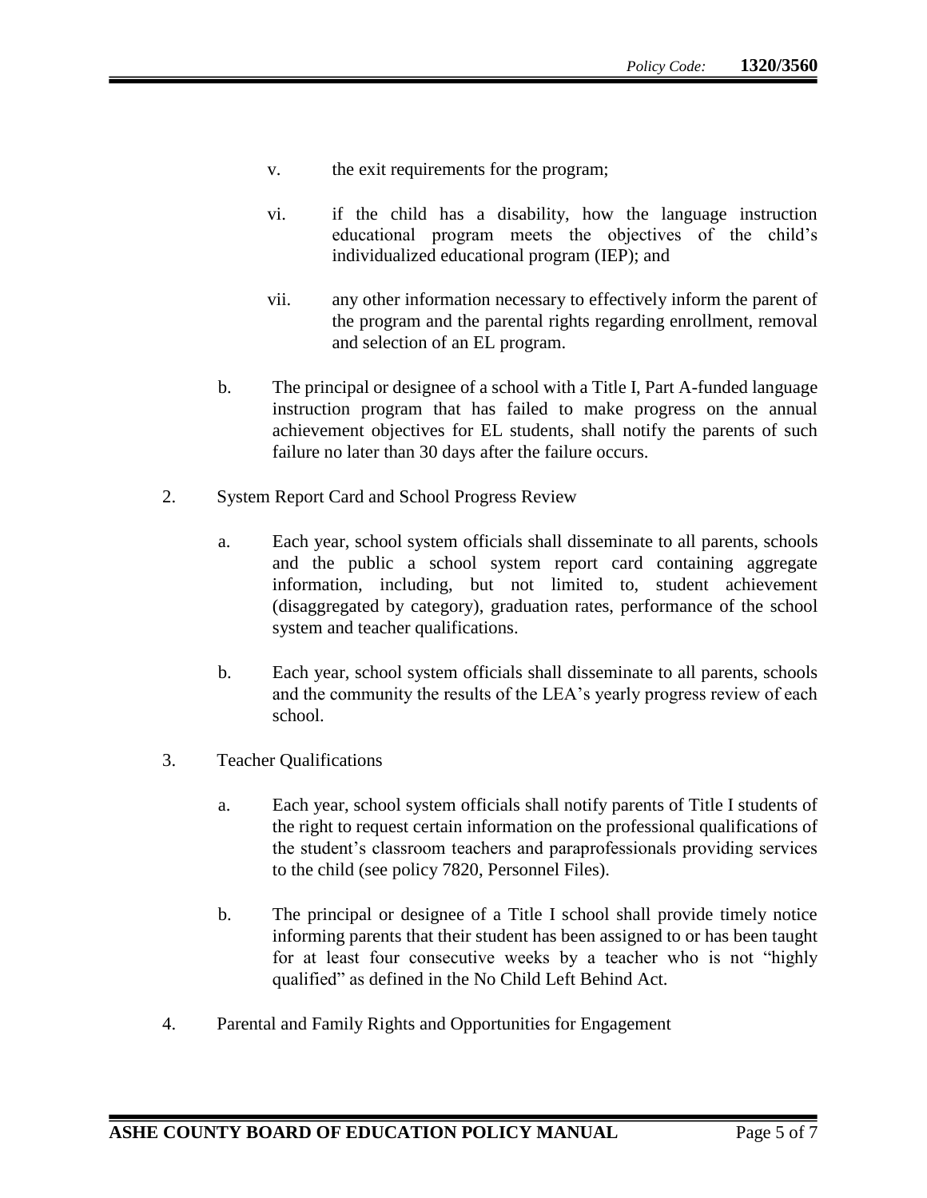v. the exit requirements for the program;

vi. if the child has a disability, how the language instruction educational program meets the objectives of the child's individualized educational program (IEP); and

vii. any other information necessary to effectively inform the parent of the program and the parental rights regarding enrollment, removal and selection of an EL program.

b. The principal or designee of a school with a Title I, Part A-funded language instruction program that has failed to make progress on the annual achievement objectives for EL students, shall notify the parents of such failure no later than 30 days after the failure occurs.

2. System Report Card and School Progress Review

   a. Each year, school system officials shall disseminate to all parents, schools and the public a school system report card containing aggregate information, including, but not limited to, student achievement (disaggregated by category), graduation rates, performance of the school system and teacher qualifications.

   b. Each year, school system officials shall disseminate to all parents, schools and the community the results of the LEA's yearly progress review of each school.

3. Teacher Qualifications

   a. Each year, school system officials shall notify parents of Title I students of the right to request certain information on the professional qualifications of the student's classroom teachers and paraprofessionals providing services to the child (see policy 7820, Personnel Files).

   b. The principal or designee of a Title I school shall provide timely notice informing parents that their student has been assigned to or has been taught for at least four consecutive weeks by a teacher who is not "highly qualified" as defined in the No Child Left Behind Act.

4. Parental and Family Rights and Opportunities for Engagement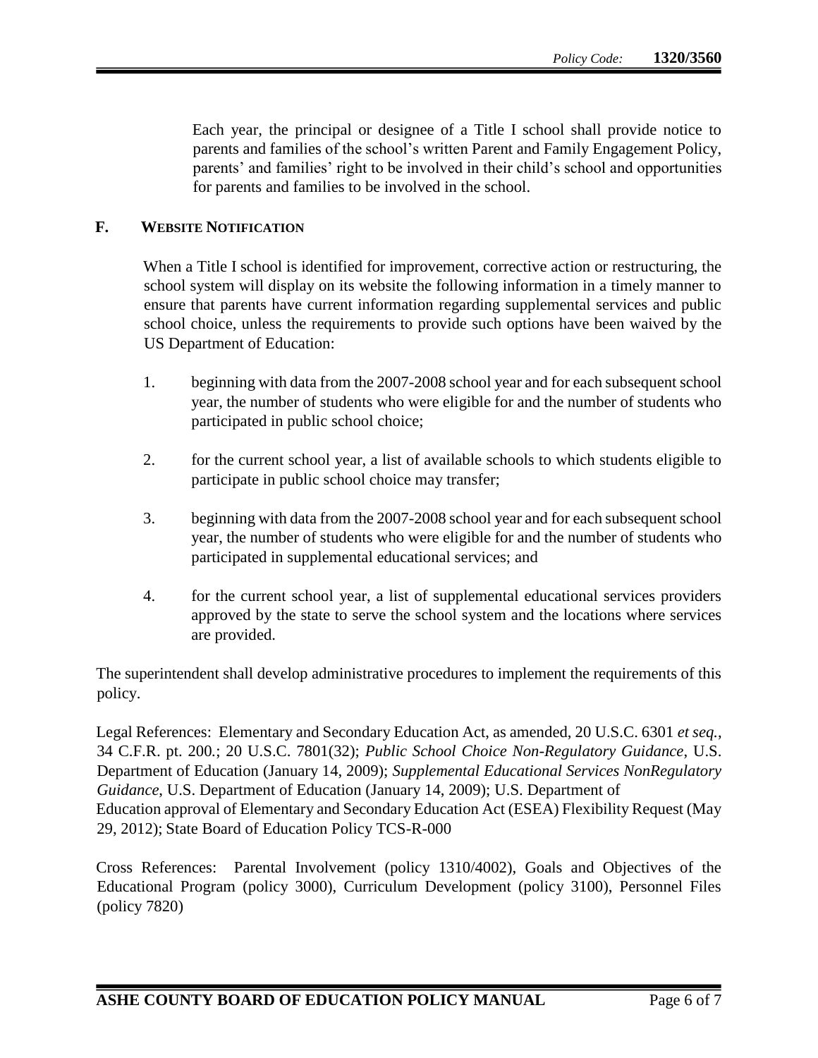Each year, the principal or designee of a Title I school shall provide notice to parents and families of the school's written Parent and Family Engagement Policy, parents' and families' right to be involved in their child's school and opportunities for parents and families to be involved in the school.

### F. WEBSITE NOTIFICATION

When a Title I school is identified for improvement, corrective action or restructuring, the school system will display on its website the following information in a timely manner to ensure that parents have current information regarding supplemental services and public school choice, unless the requirements to provide such options have been waived by the US Department of Education:

1. beginning with data from the 2007-2008 school year and for each subsequent school year, the number of students who were eligible for and the number of students who participated in public school choice;
2. for the current school year, a list of available schools to which students eligible to participate in public school choice may transfer;
3. beginning with data from the 2007-2008 school year and for each subsequent school year, the number of students who were eligible for and the number of students who participated in supplemental educational services; and
4. for the current school year, a list of supplemental educational services providers approved by the state to serve the school system and the locations where services are provided.

The superintendent shall develop administrative procedures to implement the requirements of this policy.

Legal References: Elementary and Secondary Education Act, as amended, 20 U.S.C. 6301 *et seq.*, 34 C.F.R. pt. 200.; 20 U.S.C. 7801(32); *Public School Choice Non-Regulatory Guidance*, U.S. Department of Education (January 14, 2009); *Supplemental Educational Services NonRegulatory Guidance*, U.S. Department of Education (January 14, 2009); U.S. Department of Education approval of Elementary and Secondary Education Act (ESEA) Flexibility Request (May 29, 2012); State Board of Education Policy TCS-R-000

Cross References: Parental Involvement (policy 1310/4002), Goals and Objectives of the Educational Program (policy 3000), Curriculum Development (policy 3100), Personnel Files (policy 7820)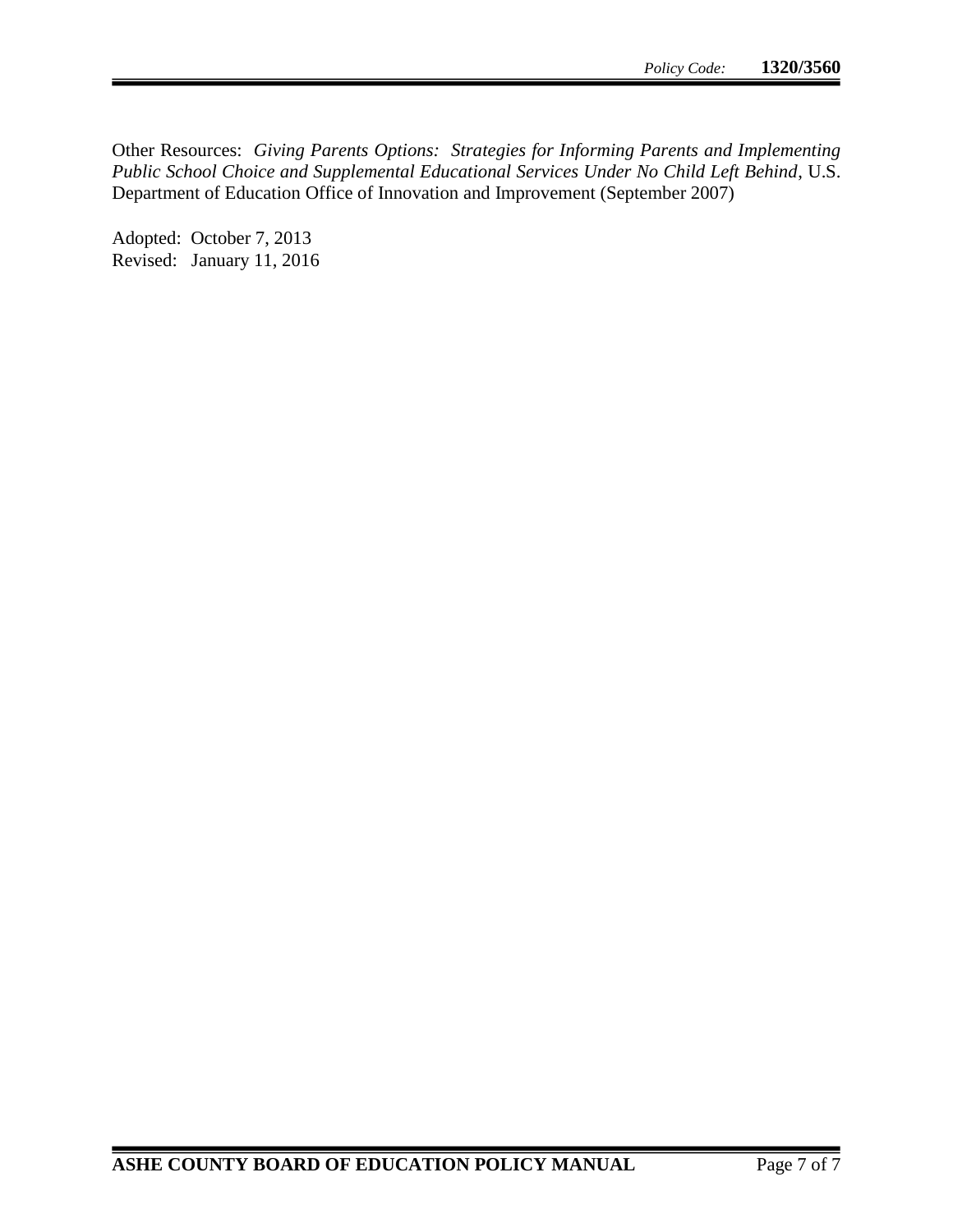Other Resources: *Giving Parents Options: Strategies for Informing Parents and Implementing Public School Choice and Supplemental Educational Services Under No Child Left Behind*, U.S. Department of Education Office of Innovation and Improvement (September 2007)

Adopted: October 7, 2013
Revised: January 11, 2016